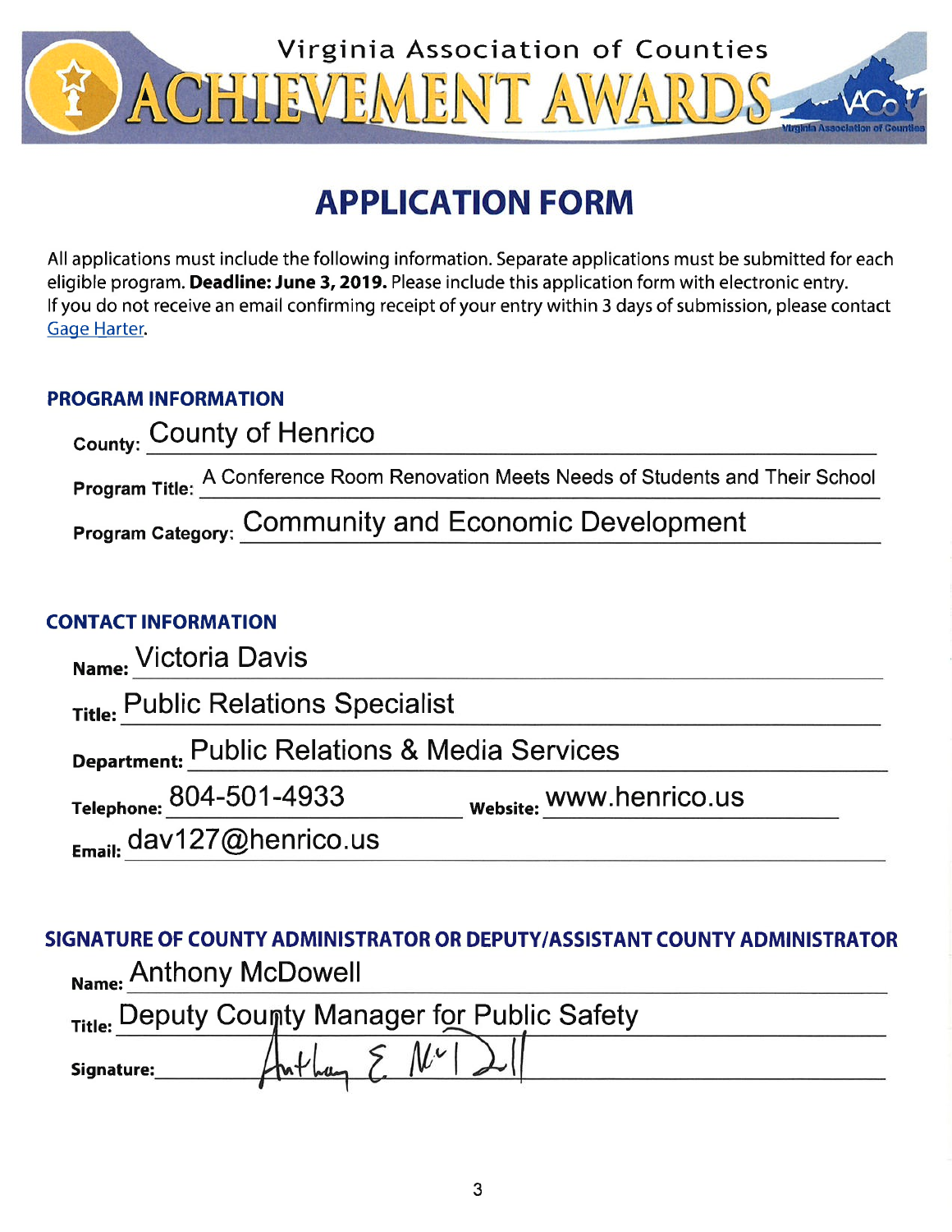Virginia Association of Counties

# ACHIEVEMENT AWARDS

## APPLICATION FORM

All applications must include the following information. Separate applications must be submitted for each eligible program. **Deadline: June 3, 2019.** Please include this application form with electronic entry. If you do not receive an email confirming receipt of your entry within 3 days of submission, please contact Gage Harter.

### PROGRAM INFORMATION

**County:** County of Henrico

**Program Title:** A Conference Room Renovation Meets Needs of Students and Their School

**Program Category:** Community and Economic Development

### CONTACT INFORMATION

**Name:** Victoria Davis

**Title:** Public Relations Specialist

**Department:** Public Relations & Media Services

**Telephone:** 804-501-4933 **Website:** www.henrico.us

**Email:** dav127@henrico.us

### SIGNATURE OF COUNTY ADMINISTRATOR OR DEPUTY/ASSISTANT COUNTY ADMINISTRATOR

**Name:** Anthony McDowell

**Title:** Deputy County Manager for Public Safety

**Signature:** Anthony E. McDowell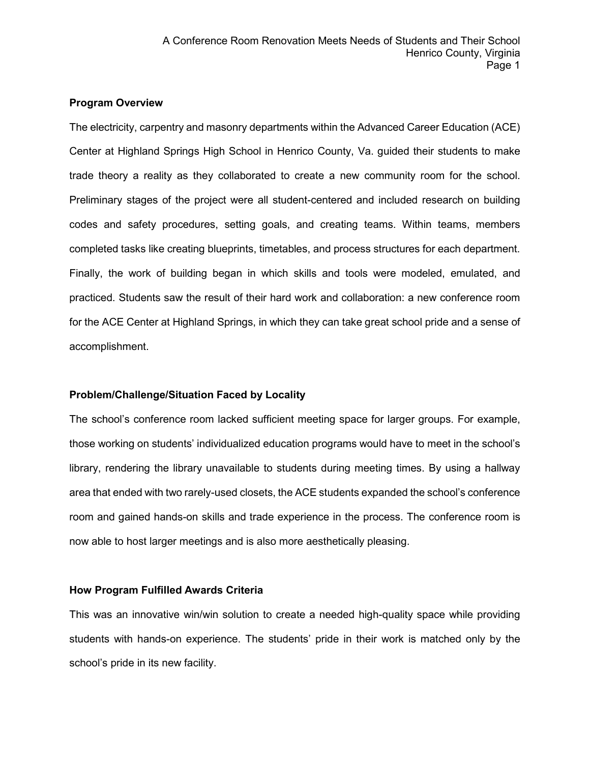**Program Overview**

The electricity, carpentry and masonry departments within the Advanced Career Education (ACE) Center at Highland Springs High School in Henrico County, Va. guided their students to make trade theory a reality as they collaborated to create a new community room for the school. Preliminary stages of the project were all student-centered and included research on building codes and safety procedures, setting goals, and creating teams. Within teams, members completed tasks like creating blueprints, timetables, and process structures for each department. Finally, the work of building began in which skills and tools were modeled, emulated, and practiced. Students saw the result of their hard work and collaboration: a new conference room for the ACE Center at Highland Springs, in which they can take great school pride and a sense of accomplishment.

**Problem/Challenge/Situation Faced by Locality**

The school's conference room lacked sufficient meeting space for larger groups. For example, those working on students' individualized education programs would have to meet in the school's library, rendering the library unavailable to students during meeting times. By using a hallway area that ended with two rarely-used closets, the ACE students expanded the school's conference room and gained hands-on skills and trade experience in the process. The conference room is now able to host larger meetings and is also more aesthetically pleasing.

**How Program Fulfilled Awards Criteria**

This was an innovative win/win solution to create a needed high-quality space while providing students with hands-on experience. The students' pride in their work is matched only by the school's pride in its new facility.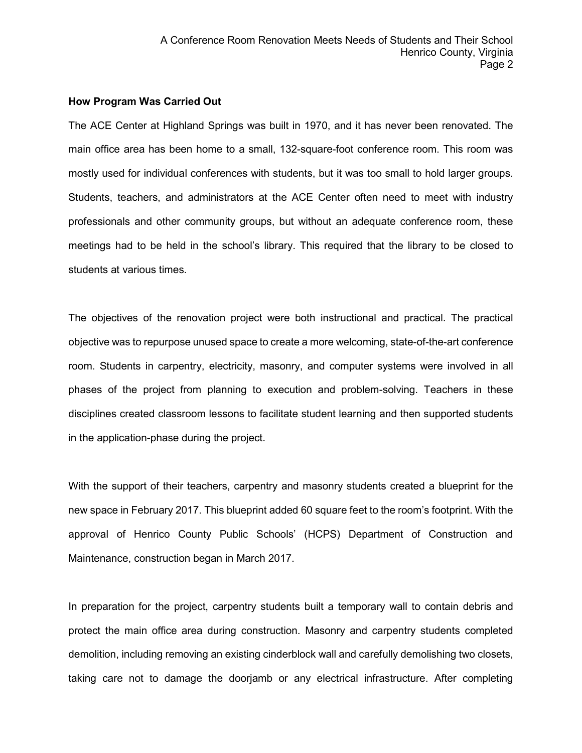**How Program Was Carried Out**

The ACE Center at Highland Springs was built in 1970, and it has never been renovated. The main office area has been home to a small, 132-square-foot conference room. This room was mostly used for individual conferences with students, but it was too small to hold larger groups. Students, teachers, and administrators at the ACE Center often need to meet with industry professionals and other community groups, but without an adequate conference room, these meetings had to be held in the school's library. This required that the library to be closed to students at various times.

The objectives of the renovation project were both instructional and practical. The practical objective was to repurpose unused space to create a more welcoming, state-of-the-art conference room. Students in carpentry, electricity, masonry, and computer systems were involved in all phases of the project from planning to execution and problem-solving. Teachers in these disciplines created classroom lessons to facilitate student learning and then supported students in the application-phase during the project.

With the support of their teachers, carpentry and masonry students created a blueprint for the new space in February 2017. This blueprint added 60 square feet to the room's footprint. With the approval of Henrico County Public Schools' (HCPS) Department of Construction and Maintenance, construction began in March 2017.

In preparation for the project, carpentry students built a temporary wall to contain debris and protect the main office area during construction. Masonry and carpentry students completed demolition, including removing an existing cinderblock wall and carefully demolishing two closets, taking care not to damage the doorjamb or any electrical infrastructure. After completing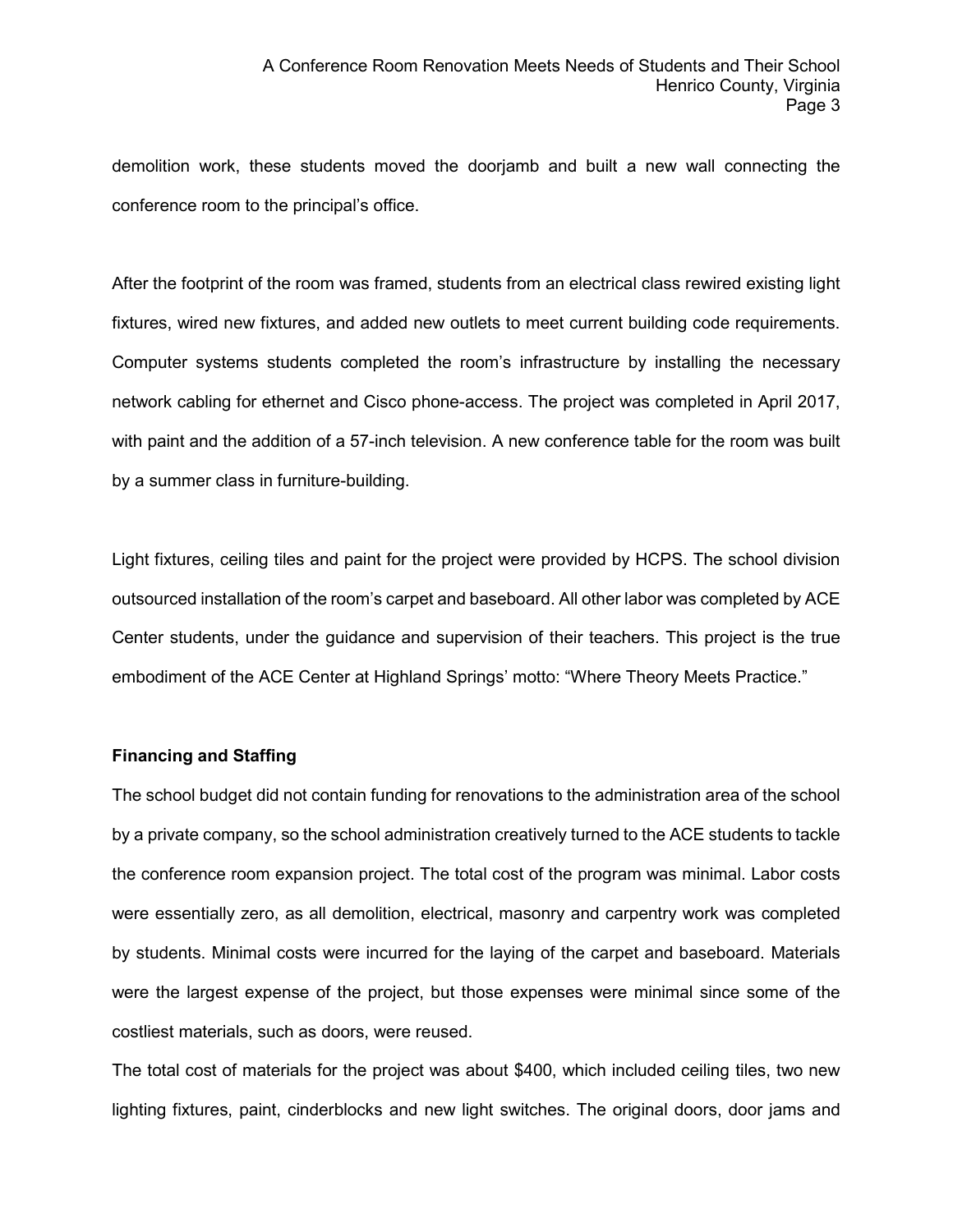demolition work, these students moved the doorjamb and built a new wall connecting the conference room to the principal's office.

After the footprint of the room was framed, students from an electrical class rewired existing light fixtures, wired new fixtures, and added new outlets to meet current building code requirements. Computer systems students completed the room's infrastructure by installing the necessary network cabling for ethernet and Cisco phone-access. The project was completed in April 2017, with paint and the addition of a 57-inch television. A new conference table for the room was built by a summer class in furniture-building.

Light fixtures, ceiling tiles and paint for the project were provided by HCPS. The school division outsourced installation of the room's carpet and baseboard. All other labor was completed by ACE Center students, under the guidance and supervision of their teachers. This project is the true embodiment of the ACE Center at Highland Springs' motto: "Where Theory Meets Practice."

**Financing and Staffing**

The school budget did not contain funding for renovations to the administration area of the school by a private company, so the school administration creatively turned to the ACE students to tackle the conference room expansion project. The total cost of the program was minimal. Labor costs were essentially zero, as all demolition, electrical, masonry and carpentry work was completed by students. Minimal costs were incurred for the laying of the carpet and baseboard. Materials were the largest expense of the project, but those expenses were minimal since some of the costliest materials, such as doors, were reused.

The total cost of materials for the project was about $400, which included ceiling tiles, two new lighting fixtures, paint, cinderblocks and new light switches. The original doors, door jams and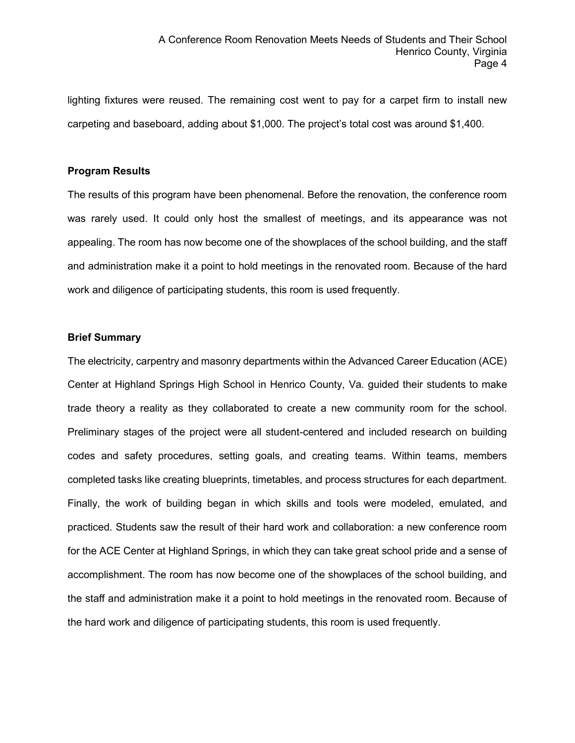lighting fixtures were reused. The remaining cost went to pay for a carpet firm to install new carpeting and baseboard, adding about $1,000. The project's total cost was around $1,400.

**Program Results**

The results of this program have been phenomenal. Before the renovation, the conference room was rarely used. It could only host the smallest of meetings, and its appearance was not appealing. The room has now become one of the showplaces of the school building, and the staff and administration make it a point to hold meetings in the renovated room. Because of the hard work and diligence of participating students, this room is used frequently.

**Brief Summary**

The electricity, carpentry and masonry departments within the Advanced Career Education (ACE) Center at Highland Springs High School in Henrico County, Va. guided their students to make trade theory a reality as they collaborated to create a new community room for the school. Preliminary stages of the project were all student-centered and included research on building codes and safety procedures, setting goals, and creating teams. Within teams, members completed tasks like creating blueprints, timetables, and process structures for each department. Finally, the work of building began in which skills and tools were modeled, emulated, and practiced. Students saw the result of their hard work and collaboration: a new conference room for the ACE Center at Highland Springs, in which they can take great school pride and a sense of accomplishment. The room has now become one of the showplaces of the school building, and the staff and administration make it a point to hold meetings in the renovated room. Because of the hard work and diligence of participating students, this room is used frequently.